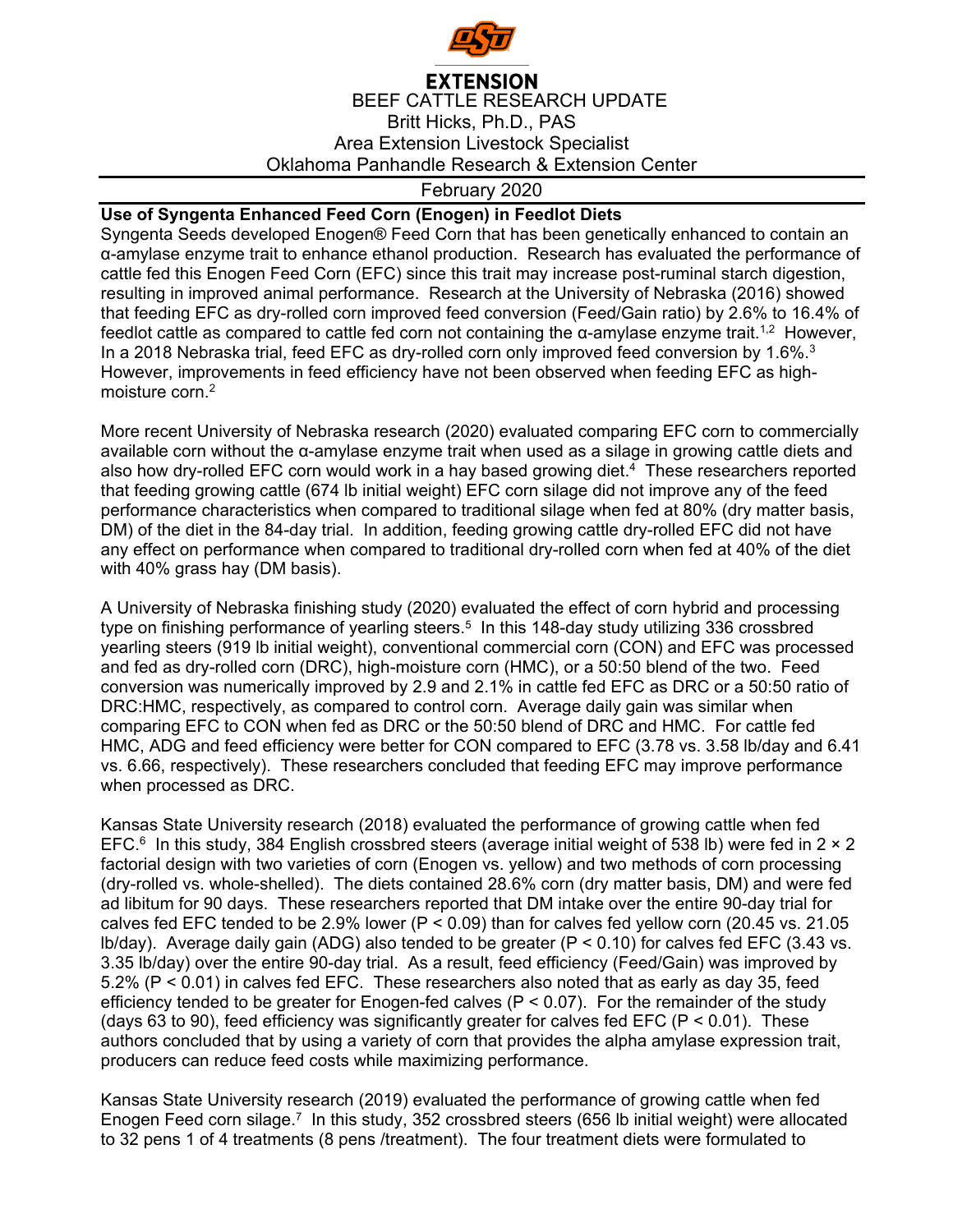EXTENSION

BEEF CATTLE RESEARCH UPDATE

Britt Hicks, Ph.D., PAS

Area Extension Livestock Specialist

Oklahoma Panhandle Research & Extension Center

February 2020

**Use of Syngenta Enhanced Feed Corn (Enogen) in Feedlot Diets**

Syngenta Seeds developed Enogen® Feed Corn that has been genetically enhanced to contain an α-amylase enzyme trait to enhance ethanol production. Research has evaluated the performance of cattle fed this Enogen Feed Corn (EFC) since this trait may increase post-ruminal starch digestion, resulting in improved animal performance. Research at the University of Nebraska (2016) showed that feeding EFC as dry-rolled corn improved feed conversion (Feed/Gain ratio) by 2.6% to 16.4% of feedlot cattle as compared to cattle fed corn not containing the α-amylase enzyme trait.[1,2] However, In a 2018 Nebraska trial, feed EFC as dry-rolled corn only improved feed conversion by 1.6%.[3] However, improvements in feed efficiency have not been observed when feeding EFC as high-moisture corn.[2]

More recent University of Nebraska research (2020) evaluated comparing EFC corn to commercially available corn without the α-amylase enzyme trait when used as a silage in growing cattle diets and also how dry-rolled EFC corn would work in a hay based growing diet.[4] These researchers reported that feeding growing cattle (674 lb initial weight) EFC corn silage did not improve any of the feed performance characteristics when compared to traditional silage when fed at 80% (dry matter basis, DM) of the diet in the 84-day trial. In addition, feeding growing cattle dry-rolled EFC did not have any effect on performance when compared to traditional dry-rolled corn when fed at 40% of the diet with 40% grass hay (DM basis).

A University of Nebraska finishing study (2020) evaluated the effect of corn hybrid and processing type on finishing performance of yearling steers.[5] In this 148-day study utilizing 336 crossbred yearling steers (919 lb initial weight), conventional commercial corn (CON) and EFC was processed and fed as dry-rolled corn (DRC), high-moisture corn (HMC), or a 50:50 blend of the two. Feed conversion was numerically improved by 2.9 and 2.1% in cattle fed EFC as DRC or a 50:50 ratio of DRC:HMC, respectively, as compared to control corn. Average daily gain was similar when comparing EFC to CON when fed as DRC or the 50:50 blend of DRC and HMC. For cattle fed HMC, ADG and feed efficiency were better for CON compared to EFC (3.78 vs. 3.58 lb/day and 6.41 vs. 6.66, respectively). These researchers concluded that feeding EFC may improve performance when processed as DRC.

Kansas State University research (2018) evaluated the performance of growing cattle when fed EFC.[6] In this study, 384 English crossbred steers (average initial weight of 538 lb) were fed in 2 × 2 factorial design with two varieties of corn (Enogen vs. yellow) and two methods of corn processing (dry-rolled vs. whole-shelled). The diets contained 28.6% corn (dry matter basis, DM) and were fed ad libitum for 90 days. These researchers reported that DM intake over the entire 90-day trial for calves fed EFC tended to be 2.9% lower ($P < 0.09$) than for calves fed yellow corn (20.45 vs. 21.05 lb/day). Average daily gain (ADG) also tended to be greater ($P < 0.10$) for calves fed EFC (3.43 vs. 3.35 lb/day) over the entire 90-day trial. As a result, feed efficiency (Feed/Gain) was improved by 5.2% ($P < 0.01$) in calves fed EFC. These researchers also noted that as early as day 35, feed efficiency tended to be greater for Enogen-fed calves ($P < 0.07$). For the remainder of the study (days 63 to 90), feed efficiency was significantly greater for calves fed EFC ($P < 0.01$). These authors concluded that by using a variety of corn that provides the alpha amylase expression trait, producers can reduce feed costs while maximizing performance.

Kansas State University research (2019) evaluated the performance of growing cattle when fed Enogen Feed corn silage.[7] In this study, 352 crossbred steers (656 lb initial weight) were allocated to 32 pens 1 of 4 treatments (8 pens /treatment). The four treatment diets were formulated to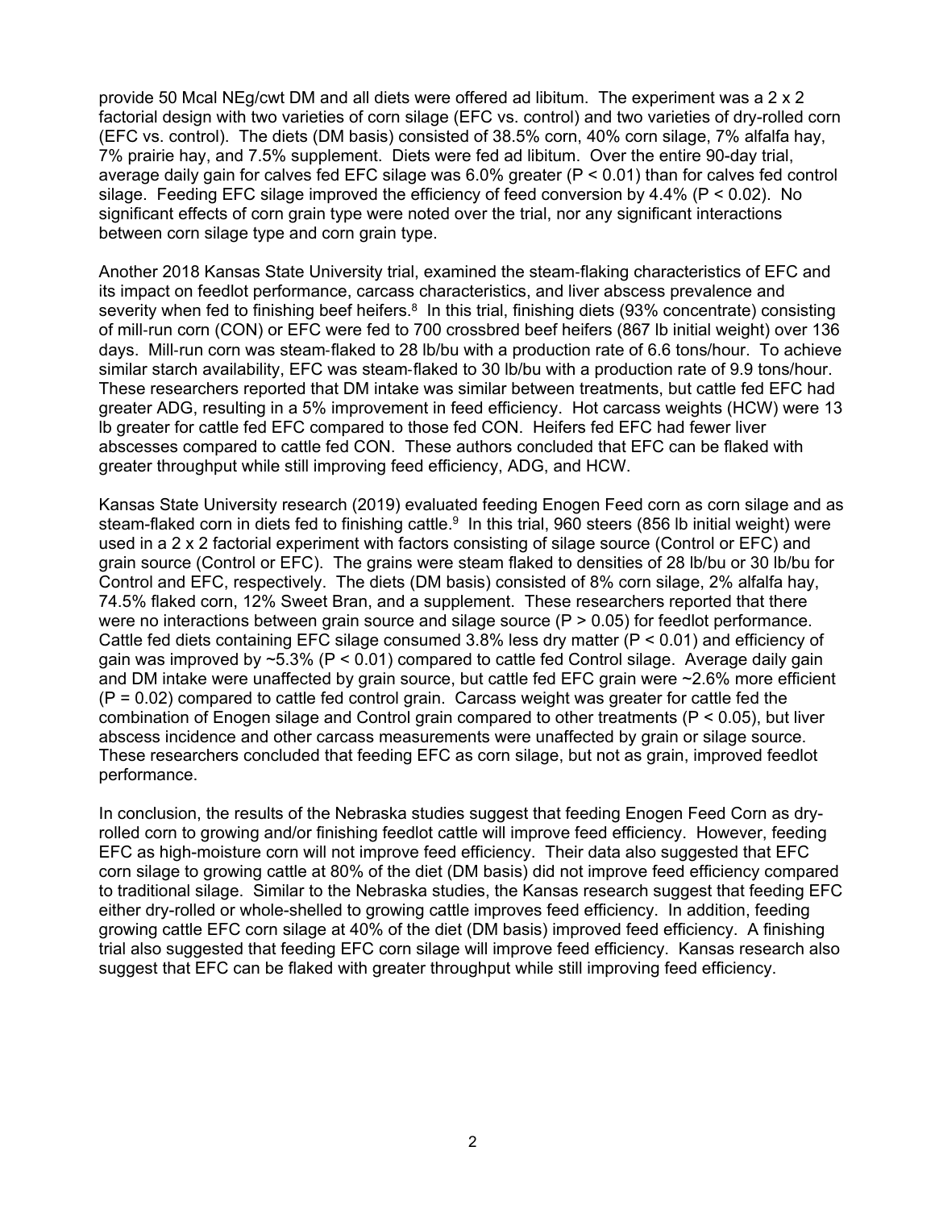provide 50 Mcal NEg/cwt DM and all diets were offered ad libitum. The experiment was a 2 x 2 factorial design with two varieties of corn silage (EFC vs. control) and two varieties of dry-rolled corn (EFC vs. control). The diets (DM basis) consisted of 38.5% corn, 40% corn silage, 7% alfalfa hay, 7% prairie hay, and 7.5% supplement. Diets were fed ad libitum. Over the entire 90-day trial, average daily gain for calves fed EFC silage was 6.0% greater ($P < 0.01$) than for calves fed control silage. Feeding EFC silage improved the efficiency of feed conversion by 4.4% ($P < 0.02$). No significant effects of corn grain type were noted over the trial, nor any significant interactions between corn silage type and corn grain type.

Another 2018 Kansas State University trial, examined the steam-flaking characteristics of EFC and its impact on feedlot performance, carcass characteristics, and liver abscess prevalence and severity when fed to finishing beef heifers.[8] In this trial, finishing diets (93% concentrate) consisting of mill-run corn (CON) or EFC were fed to 700 crossbred beef heifers (867 lb initial weight) over 136 days. Mill-run corn was steam-flaked to 28 lb/bu with a production rate of 6.6 tons/hour. To achieve similar starch availability, EFC was steam-flaked to 30 lb/bu with a production rate of 9.9 tons/hour. These researchers reported that DM intake was similar between treatments, but cattle fed EFC had greater ADG, resulting in a 5% improvement in feed efficiency. Hot carcass weights (HCW) were 13 lb greater for cattle fed EFC compared to those fed CON. Heifers fed EFC had fewer liver abscesses compared to cattle fed CON. These authors concluded that EFC can be flaked with greater throughput while still improving feed efficiency, ADG, and HCW.

Kansas State University research (2019) evaluated feeding Enogen Feed corn as corn silage and as steam-flaked corn in diets fed to finishing cattle.[9] In this trial, 960 steers (856 lb initial weight) were used in a 2 x 2 factorial experiment with factors consisting of silage source (Control or EFC) and grain source (Control or EFC). The grains were steam flaked to densities of 28 lb/bu or 30 lb/bu for Control and EFC, respectively. The diets (DM basis) consisted of 8% corn silage, 2% alfalfa hay, 74.5% flaked corn, 12% Sweet Bran, and a supplement. These researchers reported that there were no interactions between grain source and silage source ($P > 0.05$) for feedlot performance. Cattle fed diets containing EFC silage consumed 3.8% less dry matter ($P < 0.01$) and efficiency of gain was improved by ~5.3% ($P < 0.01$) compared to cattle fed Control silage. Average daily gain and DM intake were unaffected by grain source, but cattle fed EFC grain were ~2.6% more efficient ($P = 0.02$) compared to cattle fed control grain. Carcass weight was greater for cattle fed the combination of Enogen silage and Control grain compared to other treatments ($P < 0.05$), but liver abscess incidence and other carcass measurements were unaffected by grain or silage source. These researchers concluded that feeding EFC as corn silage, but not as grain, improved feedlot performance.

In conclusion, the results of the Nebraska studies suggest that feeding Enogen Feed Corn as dry-rolled corn to growing and/or finishing feedlot cattle will improve feed efficiency. However, feeding EFC as high-moisture corn will not improve feed efficiency. Their data also suggested that EFC corn silage to growing cattle at 80% of the diet (DM basis) did not improve feed efficiency compared to traditional silage. Similar to the Nebraska studies, the Kansas research suggest that feeding EFC either dry-rolled or whole-shelled to growing cattle improves feed efficiency. In addition, feeding growing cattle EFC corn silage at 40% of the diet (DM basis) improved feed efficiency. A finishing trial also suggested that feeding EFC corn silage will improve feed efficiency. Kansas research also suggest that EFC can be flaked with greater throughput while still improving feed efficiency.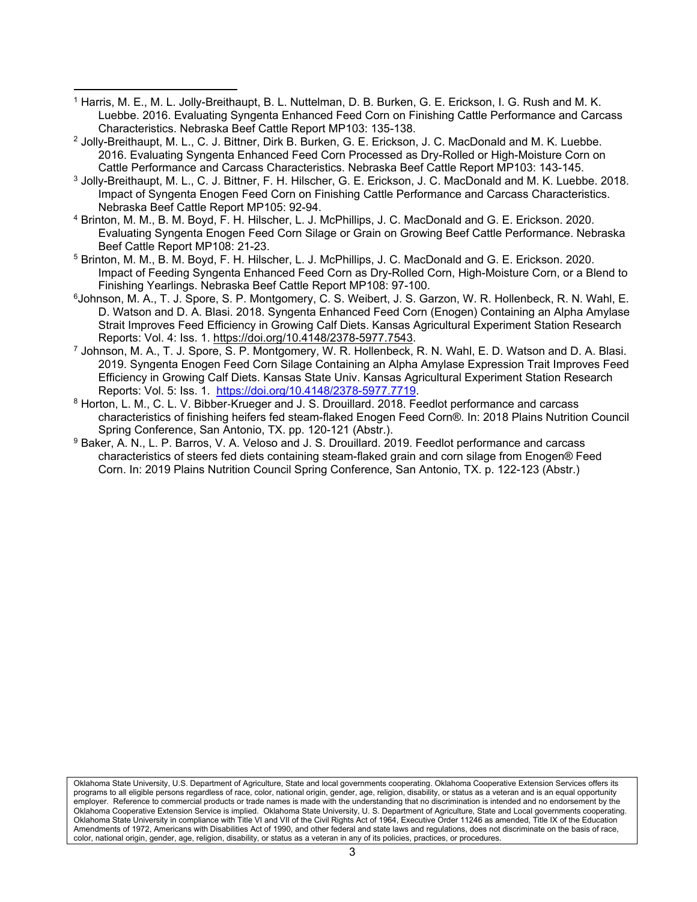[1] Harris, M. E., M. L. Jolly-Breithaupt, B. L. Nuttelman, D. B. Burken, G. E. Erickson, I. G. Rush and M. K. Luebbe. 2016. Evaluating Syngenta Enhanced Feed Corn on Finishing Cattle Performance and Carcass Characteristics. Nebraska Beef Cattle Report MP103: 135-138.

[2] Jolly-Breithaupt, M. L., C. J. Bittner, Dirk B. Burken, G. E. Erickson, J. C. MacDonald and M. K. Luebbe. 2016. Evaluating Syngenta Enhanced Feed Corn Processed as Dry-Rolled or High-Moisture Corn on Cattle Performance and Carcass Characteristics. Nebraska Beef Cattle Report MP103: 143-145.

[3] Jolly-Breithaupt, M. L., C. J. Bittner, F. H. Hilscher, G. E. Erickson, J. C. MacDonald and M. K. Luebbe. 2018. Impact of Syngenta Enogen Feed Corn on Finishing Cattle Performance and Carcass Characteristics. Nebraska Beef Cattle Report MP105: 92-94.

[4] Brinton, M. M., B. M. Boyd, F. H. Hilscher, L. J. McPhillips, J. C. MacDonald and G. E. Erickson. 2020. Evaluating Syngenta Enogen Feed Corn Silage or Grain on Growing Beef Cattle Performance. Nebraska Beef Cattle Report MP108: 21-23.

[5] Brinton, M. M., B. M. Boyd, F. H. Hilscher, L. J. McPhillips, J. C. MacDonald and G. E. Erickson. 2020. Impact of Feeding Syngenta Enhanced Feed Corn as Dry-Rolled Corn, High-Moisture Corn, or a Blend to Finishing Yearlings. Nebraska Beef Cattle Report MP108: 97-100.

[6] Johnson, M. A., T. J. Spore, S. P. Montgomery, C. S. Weibert, J. S. Garzon, W. R. Hollenbeck, R. N. Wahl, E. D. Watson and D. A. Blasi. 2018. Syngenta Enhanced Feed Corn (Enogen) Containing an Alpha Amylase Strait Improves Feed Efficiency in Growing Calf Diets. Kansas Agricultural Experiment Station Research Reports: Vol. 4: Iss. 1. https://doi.org/10.4148/2378-5977.7543.

[7] Johnson, M. A., T. J. Spore, S. P. Montgomery, W. R. Hollenbeck, R. N. Wahl, E. D. Watson and D. A. Blasi. 2019. Syngenta Enogen Feed Corn Silage Containing an Alpha Amylase Expression Trait Improves Feed Efficiency in Growing Calf Diets. Kansas State Univ. Kansas Agricultural Experiment Station Research Reports: Vol. 5: Iss. 1. https://doi.org/10.4148/2378-5977.7719.

[8] Horton, L. M., C. L. V. Bibber-Krueger and J. S. Drouillard. 2018. Feedlot performance and carcass characteristics of finishing heifers fed steam-flaked Enogen Feed Corn®. In: 2018 Plains Nutrition Council Spring Conference, San Antonio, TX. pp. 120-121 (Abstr.).

[9] Baker, A. N., L. P. Barros, V. A. Veloso and J. S. Drouillard. 2019. Feedlot performance and carcass characteristics of steers fed diets containing steam-flaked grain and corn silage from Enogen® Feed Corn. In: 2019 Plains Nutrition Council Spring Conference, San Antonio, TX. p. 122-123 (Abstr.)

Oklahoma State University, U.S. Department of Agriculture, State and local governments cooperating. Oklahoma Cooperative Extension Services offers its programs to all eligible persons regardless of race, color, national origin, gender, age, religion, disability, or status as a veteran and is an equal opportunity employer. Reference to commercial products or trade names is made with the understanding that no discrimination is intended and no endorsement by the Oklahoma Cooperative Extension Service is implied. Oklahoma State University, U. S. Department of Agriculture, State and Local governments cooperating. Oklahoma State University in compliance with Title VI and VII of the Civil Rights Act of 1964, Executive Order 11246 as amended, Title IX of the Education Amendments of 1972, Americans with Disabilities Act of 1990, and other federal and state laws and regulations, does not discriminate on the basis of race, color, national origin, gender, age, religion, disability, or status as a veteran in any of its policies, practices, or procedures.